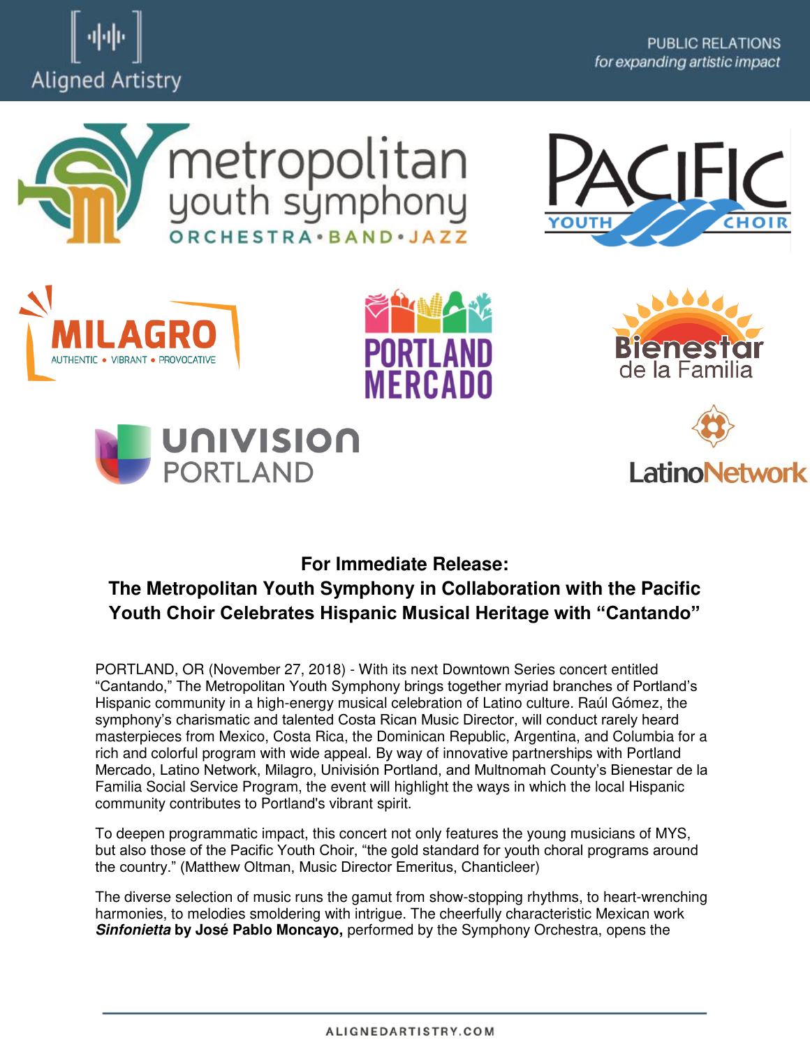## For Immediate Release:
## The Metropolitan Youth Symphony in Collaboration with the Pacific Youth Choir Celebrates Hispanic Musical Heritage with "Cantando"

PORTLAND, OR (November 27, 2018) - With its next Downtown Series concert entitled "Cantando," The Metropolitan Youth Symphony brings together myriad branches of Portland's Hispanic community in a high-energy musical celebration of Latino culture. Raúl Gómez, the symphony's charismatic and talented Costa Rican Music Director, will conduct rarely heard masterpieces from Mexico, Costa Rica, the Dominican Republic, Argentina, and Columbia for a rich and colorful program with wide appeal. By way of innovative partnerships with Portland Mercado, Latino Network, Milagro, Univisión Portland, and Multnomah County's Bienestar de la Familia Social Service Program, the event will highlight the ways in which the local Hispanic community contributes to Portland's vibrant spirit.

To deepen programmatic impact, this concert not only features the young musicians of MYS, but also those of the Pacific Youth Choir, "the gold standard for youth choral programs around the country." (Matthew Oltman, Music Director Emeritus, Chanticleer)

The diverse selection of music runs the gamut from show-stopping rhythms, to heart-wrenching harmonies, to melodies smoldering with intrigue. The cheerfully characteristic Mexican work ***Sinfonietta* by José Pablo Moncayo,** performed by the Symphony Orchestra, opens the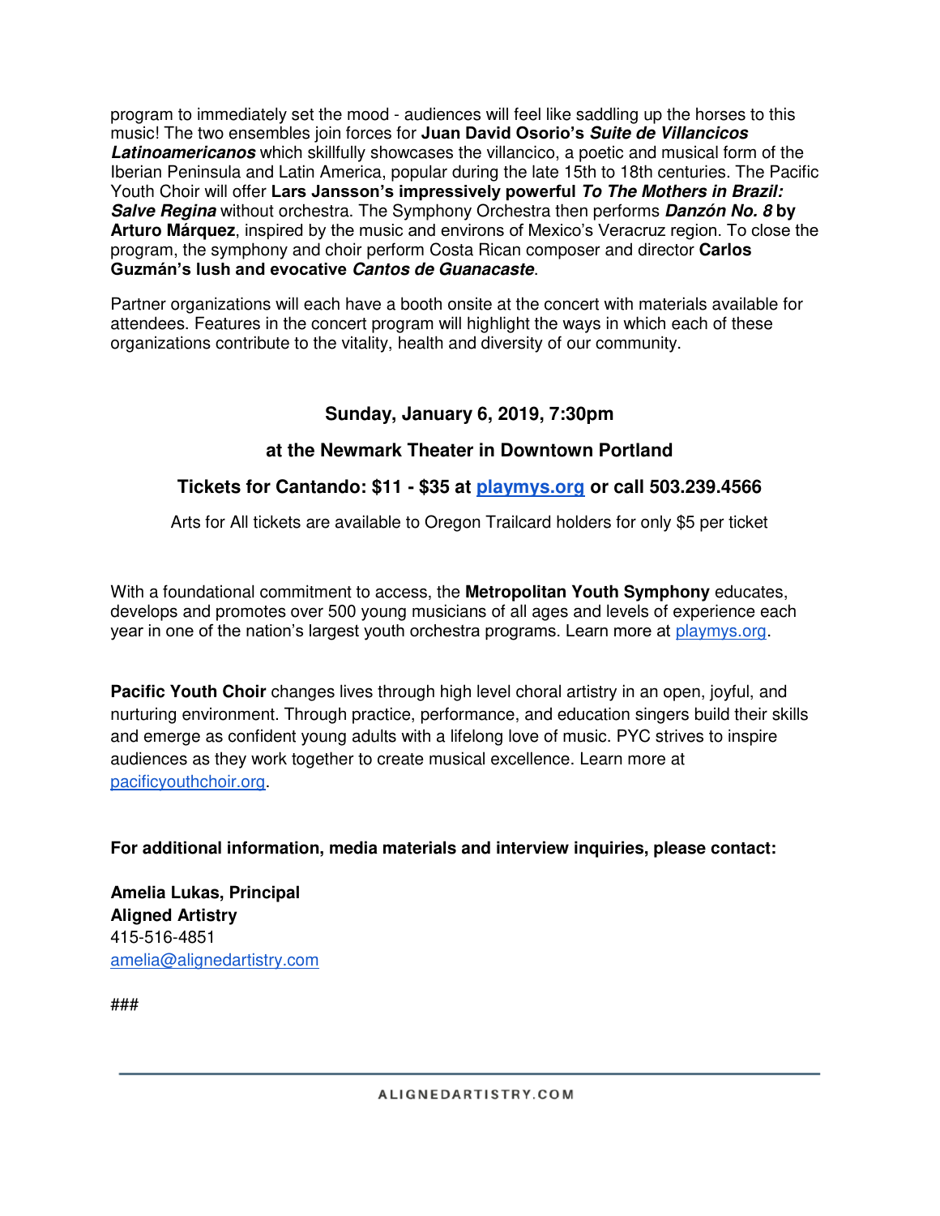program to immediately set the mood - audiences will feel like saddling up the horses to this music! The two ensembles join forces for **Juan David Osorio's *Suite de Villancicos Latinoamericanos*** which skillfully showcases the villancico, a poetic and musical form of the Iberian Peninsula and Latin America, popular during the late 15th to 18th centuries. The Pacific Youth Choir will offer **Lars Jansson's impressively powerful *To The Mothers in Brazil: Salve Regina*** without orchestra. The Symphony Orchestra then performs ***Danzón No. 8* by Arturo Márquez**, inspired by the music and environs of Mexico's Veracruz region. To close the program, the symphony and choir perform Costa Rican composer and director **Carlos Guzmán's lush and evocative *Cantos de Guanacaste***.

Partner organizations will each have a booth onsite at the concert with materials available for attendees. Features in the concert program will highlight the ways in which each of these organizations contribute to the vitality, health and diversity of our community.

**Sunday, January 6, 2019, 7:30pm**

**at the Newmark Theater in Downtown Portland**

**Tickets for Cantando: $11 - $35 at playmys.org or call 503.239.4566**

Arts for All tickets are available to Oregon Trailcard holders for only $5 per ticket

With a foundational commitment to access, the **Metropolitan Youth Symphony** educates, develops and promotes over 500 young musicians of all ages and levels of experience each year in one of the nation's largest youth orchestra programs. Learn more at playmys.org.

**Pacific Youth Choir** changes lives through high level choral artistry in an open, joyful, and nurturing environment. Through practice, performance, and education singers build their skills and emerge as confident young adults with a lifelong love of music. PYC strives to inspire audiences as they work together to create musical excellence. Learn more at pacificyouthchoir.org.

**For additional information, media materials and interview inquiries, please contact:**

**Amelia Lukas, Principal**
**Aligned Artistry**
415-516-4851
amelia@alignedartistry.com

###